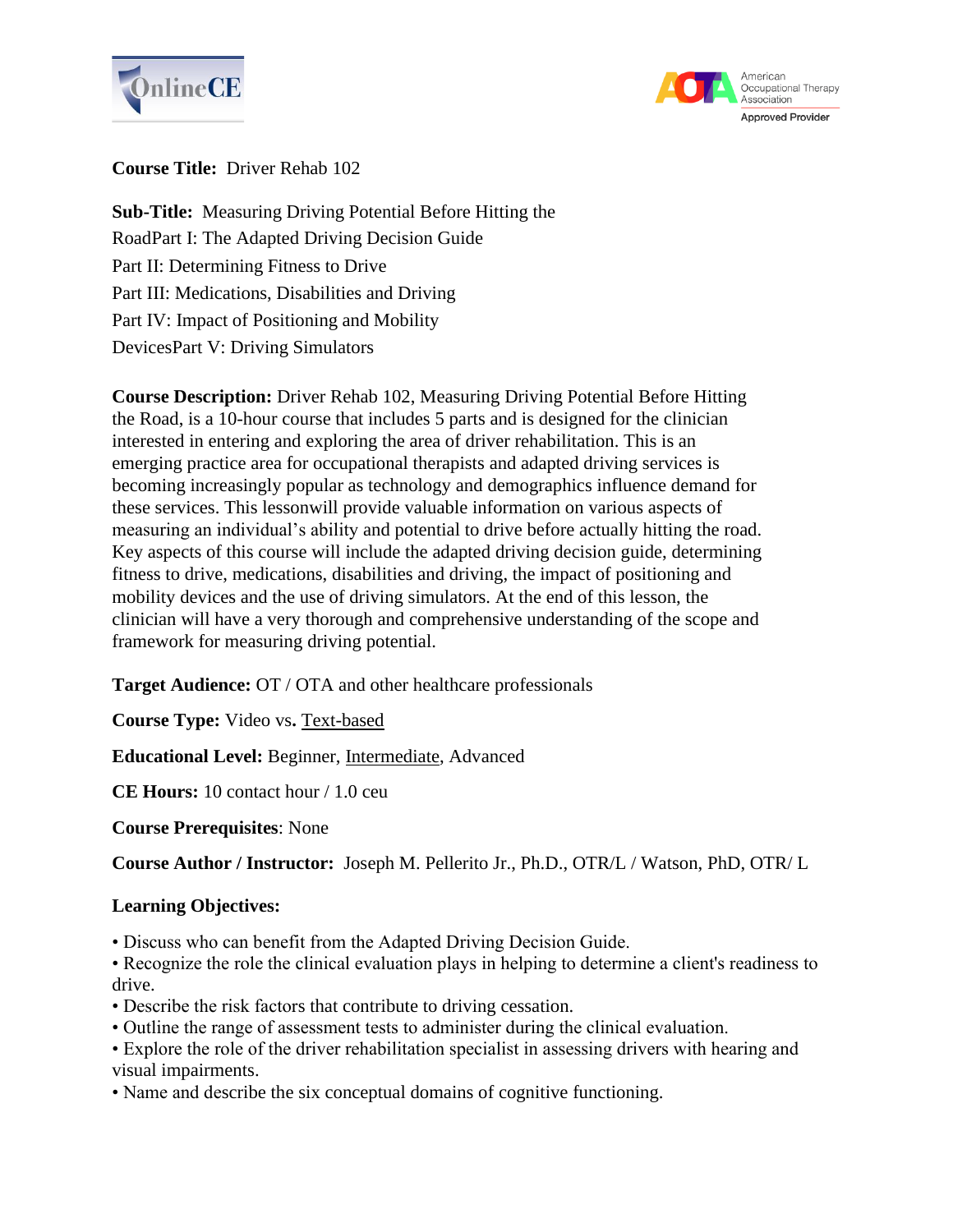**Course Title:** Driver Rehab 102

**Sub-Title:** Measuring Driving Potential Before Hitting the RoadPart I: The Adapted Driving Decision Guide
Part II: Determining Fitness to Drive
Part III: Medications, Disabilities and Driving
Part IV: Impact of Positioning and Mobility DevicesPart V: Driving Simulators

**Course Description:** Driver Rehab 102, Measuring Driving Potential Before Hitting the Road, is a 10-hour course that includes 5 parts and is designed for the clinician interested in entering and exploring the area of driver rehabilitation. This is an emerging practice area for occupational therapists and adapted driving services is becoming increasingly popular as technology and demographics influence demand for these services. This lessonwill provide valuable information on various aspects of measuring an individual's ability and potential to drive before actually hitting the road. Key aspects of this course will include the adapted driving decision guide, determining fitness to drive, medications, disabilities and driving, the impact of positioning and mobility devices and the use of driving simulators. At the end of this lesson, the clinician will have a very thorough and comprehensive understanding of the scope and framework for measuring driving potential.

**Target Audience:** OT / OTA and other healthcare professionals

**Course Type:** Video vs**.** Text-based

**Educational Level:** Beginner, Intermediate, Advanced

**CE Hours:** 10 contact hour / 1.0 ceu

**Course Prerequisites**: None

**Course Author / Instructor:** Joseph M. Pellerito Jr., Ph.D., OTR/L / Watson, PhD, OTR/ L

**Learning Objectives:**

- Discuss who can benefit from the Adapted Driving Decision Guide.
- Recognize the role the clinical evaluation plays in helping to determine a client's readiness to drive.
- Describe the risk factors that contribute to driving cessation.
- Outline the range of assessment tests to administer during the clinical evaluation.
- Explore the role of the driver rehabilitation specialist in assessing drivers with hearing and visual impairments.
- Name and describe the six conceptual domains of cognitive functioning.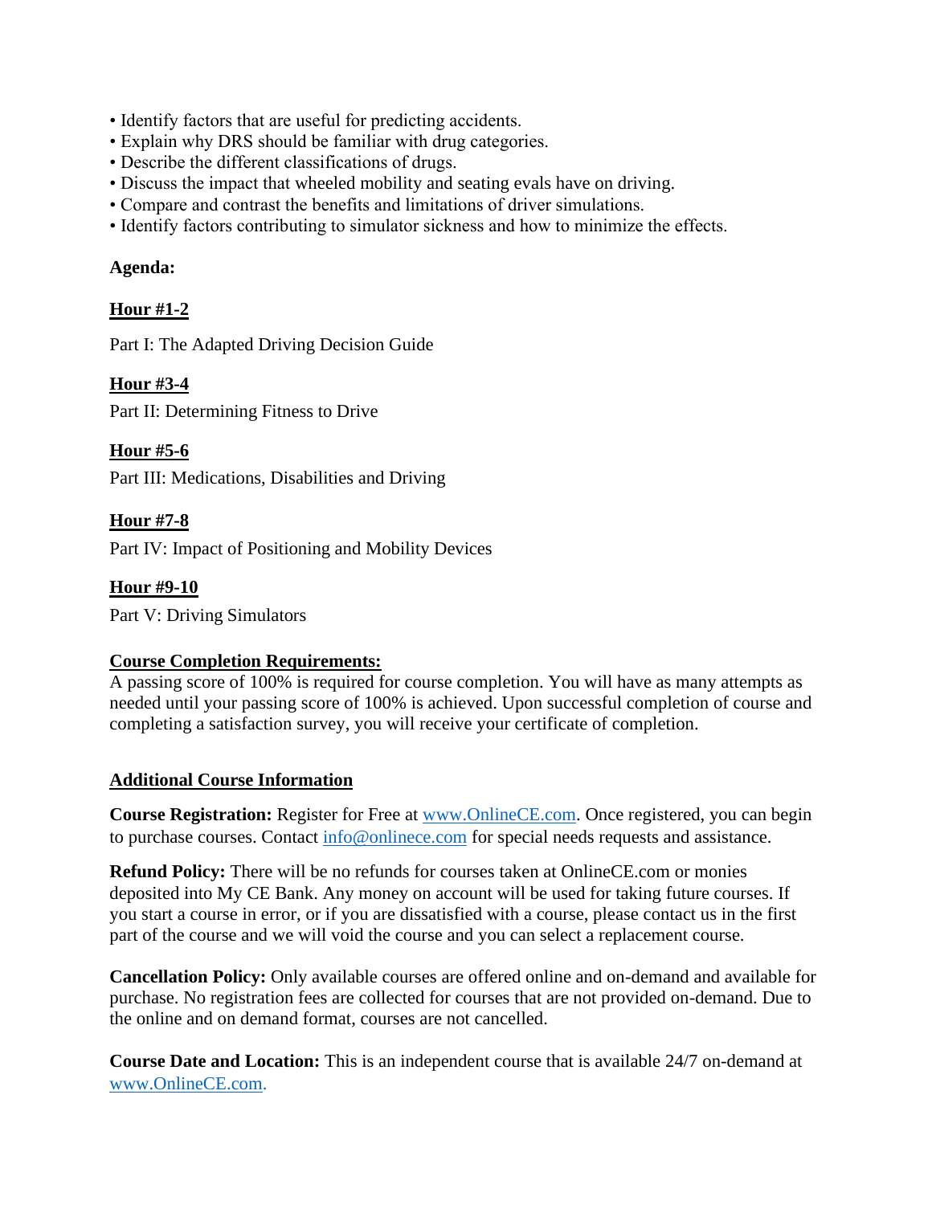- Identify factors that are useful for predicting accidents.
- Explain why DRS should be familiar with drug categories.
- Describe the different classifications of drugs.
- Discuss the impact that wheeled mobility and seating evals have on driving.
- Compare and contrast the benefits and limitations of driver simulations.
- Identify factors contributing to simulator sickness and how to minimize the effects.

**Agenda:**

**Hour #1-2**

Part I: The Adapted Driving Decision Guide

**Hour #3-4**

Part II: Determining Fitness to Drive

**Hour #5-6**

Part III: Medications, Disabilities and Driving

**Hour #7-8**

Part IV: Impact of Positioning and Mobility Devices

**Hour #9-10**

Part V: Driving Simulators

**Course Completion Requirements:**

A passing score of 100% is required for course completion. You will have as many attempts as needed until your passing score of 100% is achieved. Upon successful completion of course and completing a satisfaction survey, you will receive your certificate of completion.

**Additional Course Information**

**Course Registration:** Register for Free at www.OnlineCE.com. Once registered, you can begin to purchase courses. Contact info@onlinece.com for special needs requests and assistance.

**Refund Policy:** There will be no refunds for courses taken at OnlineCE.com or monies deposited into My CE Bank. Any money on account will be used for taking future courses. If you start a course in error, or if you are dissatisfied with a course, please contact us in the first part of the course and we will void the course and you can select a replacement course.

**Cancellation Policy:** Only available courses are offered online and on-demand and available for purchase. No registration fees are collected for courses that are not provided on-demand. Due to the online and on demand format, courses are not cancelled.

**Course Date and Location:** This is an independent course that is available 24/7 on-demand at www.OnlineCE.com.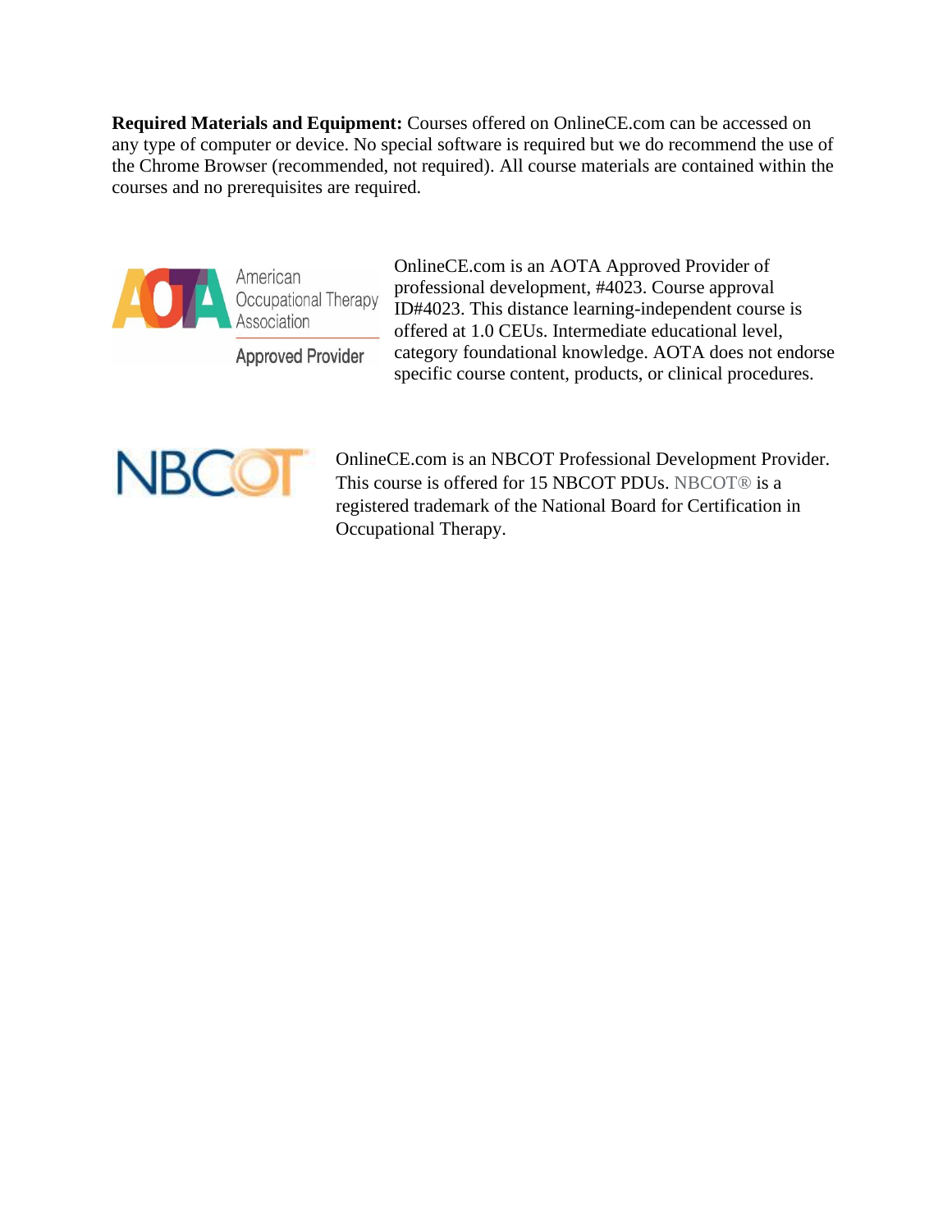**Required Materials and Equipment:** Courses offered on OnlineCE.com can be accessed on any type of computer or device. No special software is required but we do recommend the use of the Chrome Browser (recommended, not required). All course materials are contained within the courses and no prerequisites are required.

American Occupational Therapy Association

Approved Provider

OnlineCE.com is an AOTA Approved Provider of professional development, #4023. Course approval ID#4023. This distance learning-independent course is offered at 1.0 CEUs. Intermediate educational level, category foundational knowledge. AOTA does not endorse specific course content, products, or clinical procedures.

NBCOT

OnlineCE.com is an NBCOT Professional Development Provider. This course is offered for 15 NBCOT PDUs. NBCOT® is a registered trademark of the National Board for Certification in Occupational Therapy.